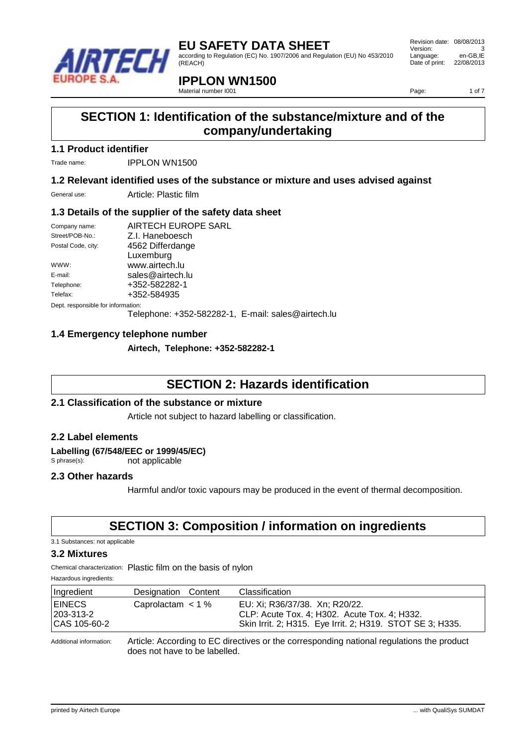# EU SAFETY DATA SHEET

according to Regulation (EC) No. 1907/2006 and Regulation (EU) No 453/2010 (REACH)

Revision date: 08/08/2013
Version: 3
Language: en-GB,IE
Date of print: 22/08/2013

# IPPLON WN1500

Material number I001

## SECTION 1: Identification of the substance/mixture and of the company/undertaking

### 1.1 Product identifier

Trade name: IPPLON WN1500

### 1.2 Relevant identified uses of the substance or mixture and uses advised against

General use: Article: Plastic film

### 1.3 Details of the supplier of the safety data sheet

Company name: AIRTECH EUROPE SARL
Street/POB-No.: Z.I. Haneboesch
Postal Code, city: 4562 Differdange
Luxemburg
WWW: www.airtech.lu
E-mail: sales@airtech.lu
Telephone: +352-582282-1
Telefax: +352-584935
Dept. responsible for information:
Telephone: +352-582282-1, E-mail: sales@airtech.lu

### 1.4 Emergency telephone number

**Airtech, Telephone: +352-582282-1**

## SECTION 2: Hazards identification

### 2.1 Classification of the substance or mixture

Article not subject to hazard labelling or classification.

### 2.2 Label elements

**Labelling (67/548/EEC or 1999/45/EC)**
S phrase(s): not applicable

### 2.3 Other hazards

Harmful and/or toxic vapours may be produced in the event of thermal decomposition.

## SECTION 3: Composition / information on ingredients

3.1 Substances: not applicable

### 3.2 Mixtures

Chemical characterization: Plastic film on the basis of nylon

Hazardous ingredients:

| Ingredient | Designation | Content | Classification |
|---|---|---|---|
| EINECS 203-313-2 CAS 105-60-2 | Caprolactam | < 1 % | EU: Xi; R36/37/38. Xn; R20/22. CLP: Acute Tox. 4; H302. Acute Tox. 4; H332. Skin Irrit. 2; H315. Eye Irrit. 2; H319. STOT SE 3; H335. |

Additional information: Article: According to EC directives or the corresponding national regulations the product does not have to be labelled.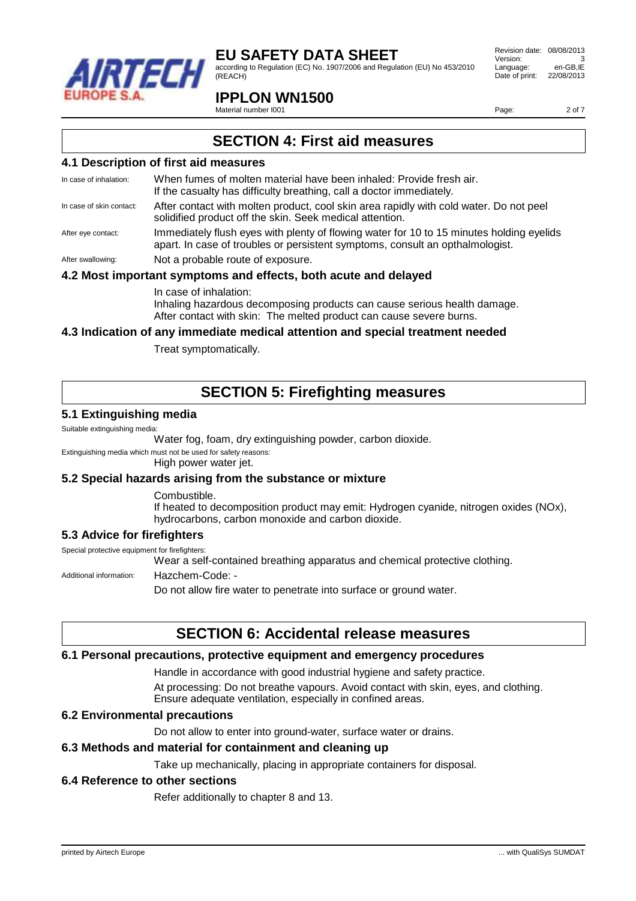## SECTION 4: First aid measures

### 4.1 Description of first aid measures

In case of inhalation: When fumes of molten material have been inhaled: Provide fresh air. If the casualty has difficulty breathing, call a doctor immediately.

In case of skin contact: After contact with molten product, cool skin area rapidly with cold water. Do not peel solidified product off the skin. Seek medical attention.

After eye contact: Immediately flush eyes with plenty of flowing water for 10 to 15 minutes holding eyelids apart. In case of troubles or persistent symptoms, consult an opthalmologist.

After swallowing: Not a probable route of exposure.

### 4.2 Most important symptoms and effects, both acute and delayed

In case of inhalation:
Inhaling hazardous decomposing products can cause serious health damage.
After contact with skin: The melted product can cause severe burns.

### 4.3 Indication of any immediate medical attention and special treatment needed

Treat symptomatically.

## SECTION 5: Firefighting measures

### 5.1 Extinguishing media

Suitable extinguishing media:

Water fog, foam, dry extinguishing powder, carbon dioxide.

Extinguishing media which must not be used for safety reasons:

High power water jet.

### 5.2 Special hazards arising from the substance or mixture

Combustible.
If heated to decomposition product may emit: Hydrogen cyanide, nitrogen oxides (NOx), hydrocarbons, carbon monoxide and carbon dioxide.

### 5.3 Advice for firefighters

Special protective equipment for firefighters:

Wear a self-contained breathing apparatus and chemical protective clothing.

Additional information: Hazchem-Code: -

Do not allow fire water to penetrate into surface or ground water.

## SECTION 6: Accidental release measures

### 6.1 Personal precautions, protective equipment and emergency procedures

Handle in accordance with good industrial hygiene and safety practice.

At processing: Do not breathe vapours. Avoid contact with skin, eyes, and clothing. Ensure adequate ventilation, especially in confined areas.

### 6.2 Environmental precautions

Do not allow to enter into ground-water, surface water or drains.

### 6.3 Methods and material for containment and cleaning up

Take up mechanically, placing in appropriate containers for disposal.

### 6.4 Reference to other sections

Refer additionally to chapter 8 and 13.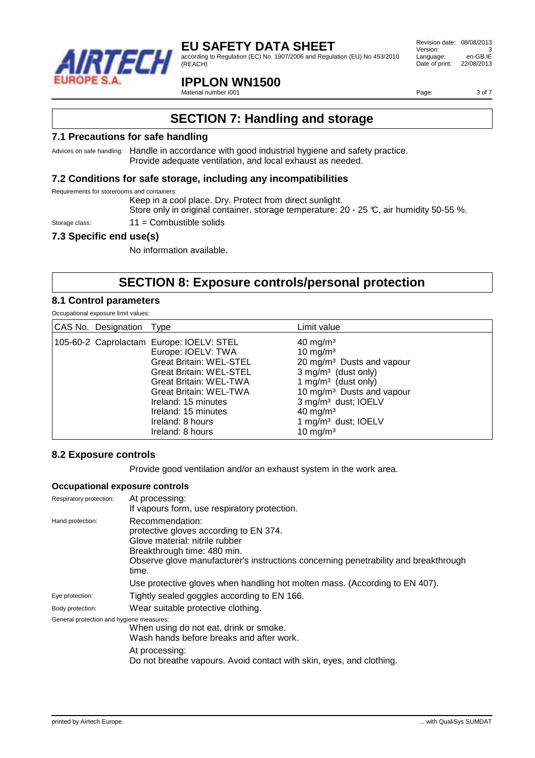## SECTION 7: Handling and storage

### 7.1 Precautions for safe handling

Advices on safe handling: Handle in accordance with good industrial hygiene and safety practice. Provide adequate ventilation, and local exhaust as needed.

### 7.2 Conditions for safe storage, including any incompatibilities

Requirements for storerooms and containers:

Keep in a cool place. Dry. Protect from direct sunlight.
Store only in original container. storage temperature: 20 - 25 ℃, air humidity 50-55 %.

Storage class: 11 = Combustible solids

### 7.3 Specific end use(s)

No information available.

## SECTION 8: Exposure controls/personal protection

### 8.1 Control parameters

Occupational exposure limit values:

| CAS No. | Designation | Type | Limit value |
|---|---|---|---|
| 105-60-2 | Caprolactam | Europe: IOELV: STEL | 40 mg/m³ |
| | | Europe: IOELV: TWA | 10 mg/m³ |
| | | Great Britain: WEL-STEL | 20 mg/m³ Dusts and vapour |
| | | Great Britain: WEL-STEL | 3 mg/m³ (dust only) |
| | | Great Britain: WEL-TWA | 1 mg/m³ (dust only) |
| | | Great Britain: WEL-TWA | 10 mg/m³ Dusts and vapour |
| | | Ireland: 15 minutes | 3 mg/m³ dust; IOELV |
| | | Ireland: 15 minutes | 40 mg/m³ |
| | | Ireland: 8 hours | 1 mg/m³ dust; IOELV |
| | | Ireland: 8 hours | 10 mg/m³ |

### 8.2 Exposure controls

Provide good ventilation and/or an exhaust system in the work area.

#### Occupational exposure controls

Respiratory protection: At processing:
If vapours form, use respiratory protection.

Hand protection: Recommendation:
protective gloves according to EN 374.
Glove material: nitrile rubber
Breakthrough time: 480 min.
Observe glove manufacturer's instructions concerning penetrability and breakthrough time.

Use protective gloves when handling hot molten mass. (According to EN 407).

Eye protection: Tightly sealed goggles according to EN 166.

Body protection: Wear suitable protective clothing.

General protection and hygiene measures:

When using do not eat, drink or smoke.
Wash hands before breaks and after work.

At processing:
Do not breathe vapours. Avoid contact with skin, eyes, and clothing.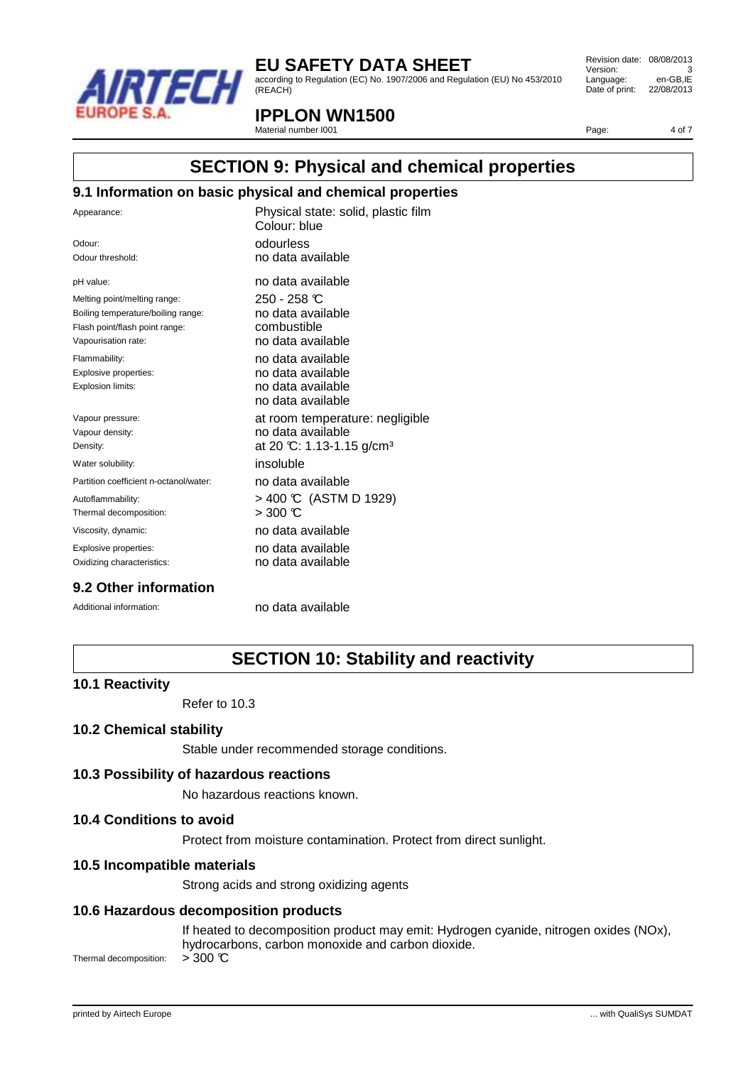## SECTION 9: Physical and chemical properties

### 9.1 Information on basic physical and chemical properties

| | |
|---|---|
| Appearance: | Physical state: solid, plastic film<br>Colour: blue |
| Odour: | odourless |
| Odour threshold: | no data available |
| pH value: | no data available |
| Melting point/melting range: | 250 - 258 °C |
| Boiling temperature/boiling range: | no data available |
| Flash point/flash point range: | combustible |
| Vapourisation rate: | no data available |
| Flammability: | no data available |
| Explosive properties: | no data available |
| Explosion limits: | no data available<br>no data available |
| Vapour pressure: | at room temperature: negligible |
| Vapour density: | no data available |
| Density: | at 20 °C: 1.13-1.15 g/cm³ |
| Water solubility: | insoluble |
| Partition coefficient n-octanol/water: | no data available |
| Autoflammability: | > 400 °C (ASTM D 1929) |
| Thermal decomposition: | > 300 °C |
| Viscosity, dynamic: | no data available |
| Explosive properties: | no data available |
| Oxidizing characteristics: | no data available |

### 9.2 Other information

Additional information: no data available

## SECTION 10: Stability and reactivity

### 10.1 Reactivity

Refer to 10.3

### 10.2 Chemical stability

Stable under recommended storage conditions.

### 10.3 Possibility of hazardous reactions

No hazardous reactions known.

### 10.4 Conditions to avoid

Protect from moisture contamination. Protect from direct sunlight.

### 10.5 Incompatible materials

Strong acids and strong oxidizing agents

### 10.6 Hazardous decomposition products

If heated to decomposition product may emit: Hydrogen cyanide, nitrogen oxides (NOx), hydrocarbons, carbon monoxide and carbon dioxide.

Thermal decomposition: > 300 °C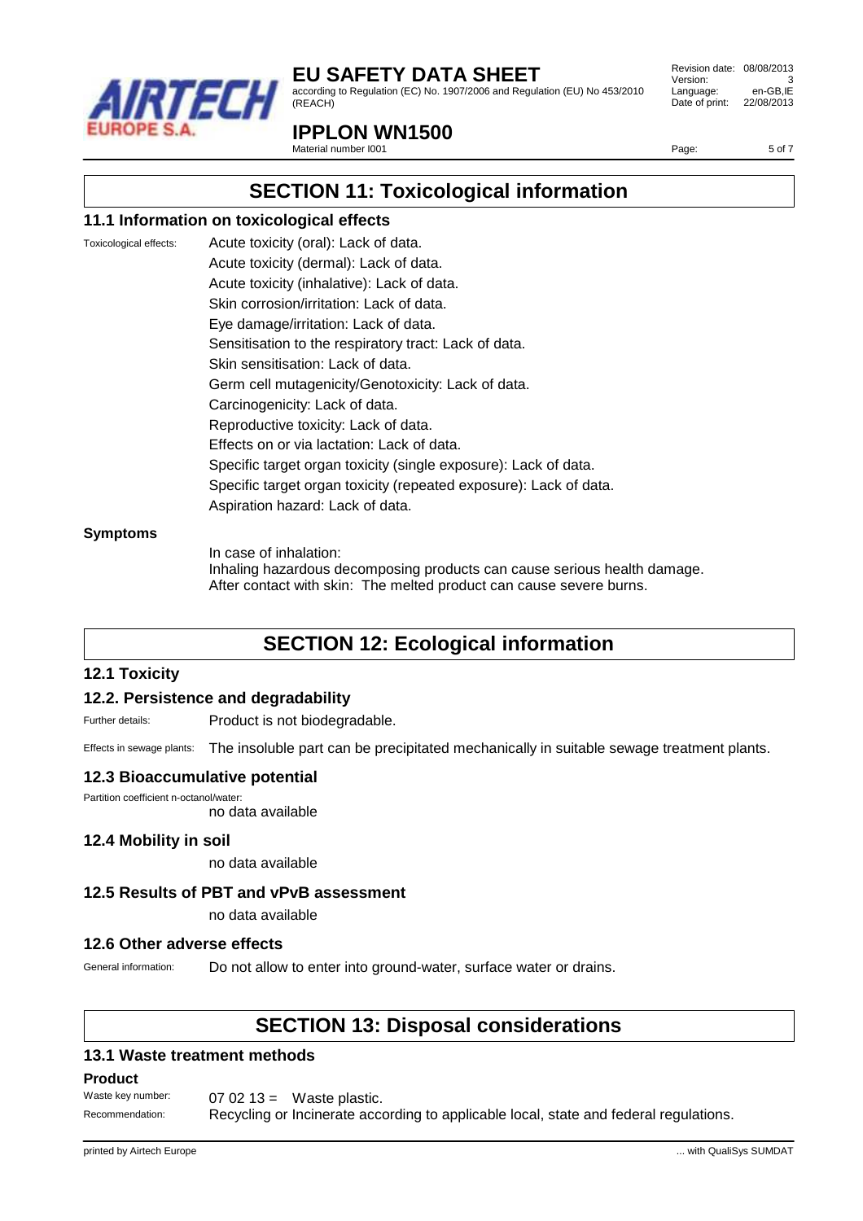# SECTION 11: Toxicological information

## 11.1 Information on toxicological effects

Toxicological effects:

Acute toxicity (oral): Lack of data.
Acute toxicity (dermal): Lack of data.
Acute toxicity (inhalative): Lack of data.
Skin corrosion/irritation: Lack of data.
Eye damage/irritation: Lack of data.
Sensitisation to the respiratory tract: Lack of data.
Skin sensitisation: Lack of data.
Germ cell mutagenicity/Genotoxicity: Lack of data.
Carcinogenicity: Lack of data.
Reproductive toxicity: Lack of data.
Effects on or via lactation: Lack of data.
Specific target organ toxicity (single exposure): Lack of data.
Specific target organ toxicity (repeated exposure): Lack of data.
Aspiration hazard: Lack of data.

**Symptoms**

In case of inhalation:
Inhaling hazardous decomposing products can cause serious health damage.
After contact with skin: The melted product can cause severe burns.

# SECTION 12: Ecological information

## 12.1 Toxicity

## 12.2. Persistence and degradability

Further details: Product is not biodegradable.

Effects in sewage plants: The insoluble part can be precipitated mechanically in suitable sewage treatment plants.

## 12.3 Bioaccumulative potential

Partition coefficient n-octanol/water:
no data available

## 12.4 Mobility in soil

no data available

## 12.5 Results of PBT and vPvB assessment

no data available

## 12.6 Other adverse effects

General information: Do not allow to enter into ground-water, surface water or drains.

# SECTION 13: Disposal considerations

## 13.1 Waste treatment methods

**Product**

Waste key number: 07 02 13 = Waste plastic.

Recommendation: Recycling or Incinerate according to applicable local, state and federal regulations.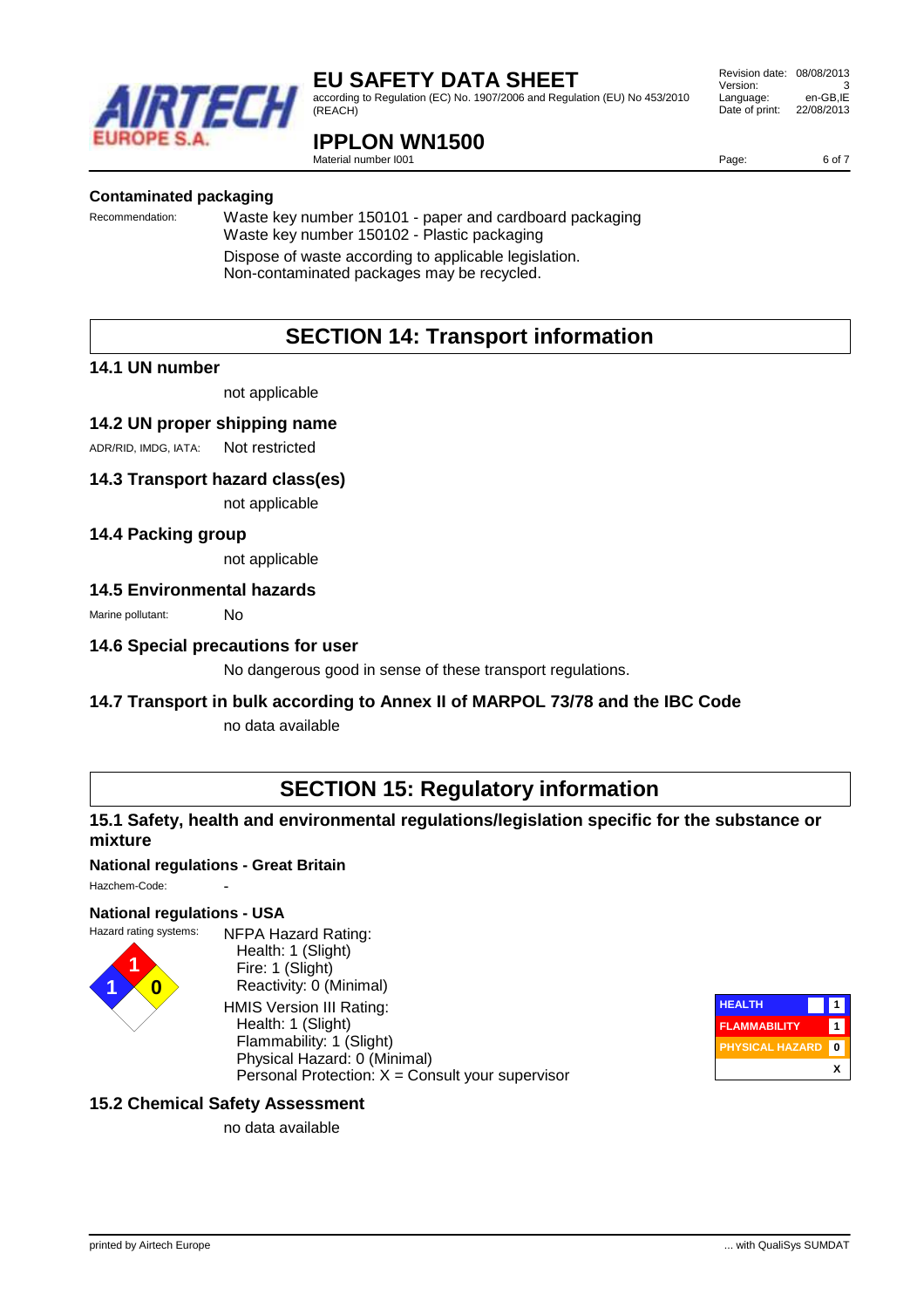### Contaminated packaging

Recommendation: Waste key number 150101 - paper and cardboard packaging
Waste key number 150102 - Plastic packaging

Dispose of waste according to applicable legislation.
Non-contaminated packages may be recycled.

## SECTION 14: Transport information

### 14.1 UN number

not applicable

### 14.2 UN proper shipping name

ADR/RID, IMDG, IATA: Not restricted

### 14.3 Transport hazard class(es)

not applicable

### 14.4 Packing group

not applicable

### 14.5 Environmental hazards

Marine pollutant: No

### 14.6 Special precautions for user

No dangerous good in sense of these transport regulations.

### 14.7 Transport in bulk according to Annex II of MARPOL 73/78 and the IBC Code

no data available

## SECTION 15: Regulatory information

### 15.1 Safety, health and environmental regulations/legislation specific for the substance or mixture

**National regulations - Great Britain**

Hazchem-Code: -

**National regulations - USA**

Hazard rating systems:

NFPA Hazard Rating:
- Health: 1 (Slight)
- Fire: 1 (Slight)
- Reactivity: 0 (Minimal)

HMIS Version III Rating:
- Health: 1 (Slight)
- Flammability: 1 (Slight)
- Physical Hazard: 0 (Minimal)
- Personal Protection: X = Consult your supervisor

| HEALTH | 1 |
| --- | --- |
| FLAMMABILITY | 1 |
| PHYSICAL HAZARD | 0 |
| | X |

### 15.2 Chemical Safety Assessment

no data available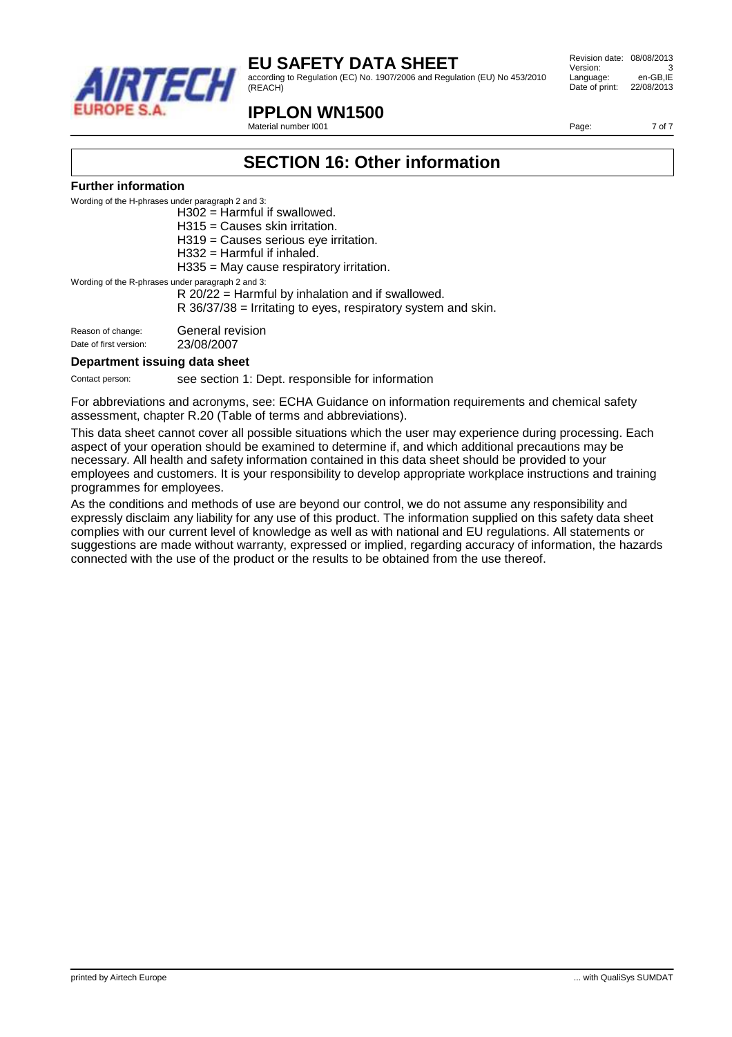# SECTION 16: Other information

### Further information

Wording of the H-phrases under paragraph 2 and 3:

H302 = Harmful if swallowed.
H315 = Causes skin irritation.
H319 = Causes serious eye irritation.
H332 = Harmful if inhaled.
H335 = May cause respiratory irritation.

Wording of the R-phrases under paragraph 2 and 3:

R 20/22 = Harmful by inhalation and if swallowed.
R 36/37/38 = Irritating to eyes, respiratory system and skin.

Reason of change: General revision
Date of first version: 23/08/2007

### Department issuing data sheet

Contact person: see section 1: Dept. responsible for information

For abbreviations and acronyms, see: ECHA Guidance on information requirements and chemical safety assessment, chapter R.20 (Table of terms and abbreviations).

This data sheet cannot cover all possible situations which the user may experience during processing. Each aspect of your operation should be examined to determine if, and which additional precautions may be necessary. All health and safety information contained in this data sheet should be provided to your employees and customers. It is your responsibility to develop appropriate workplace instructions and training programmes for employees.

As the conditions and methods of use are beyond our control, we do not assume any responsibility and expressly disclaim any liability for any use of this product. The information supplied on this safety data sheet complies with our current level of knowledge as well as with national and EU regulations. All statements or suggestions are made without warranty, expressed or implied, regarding accuracy of information, the hazards connected with the use of the product or the results to be obtained from the use thereof.